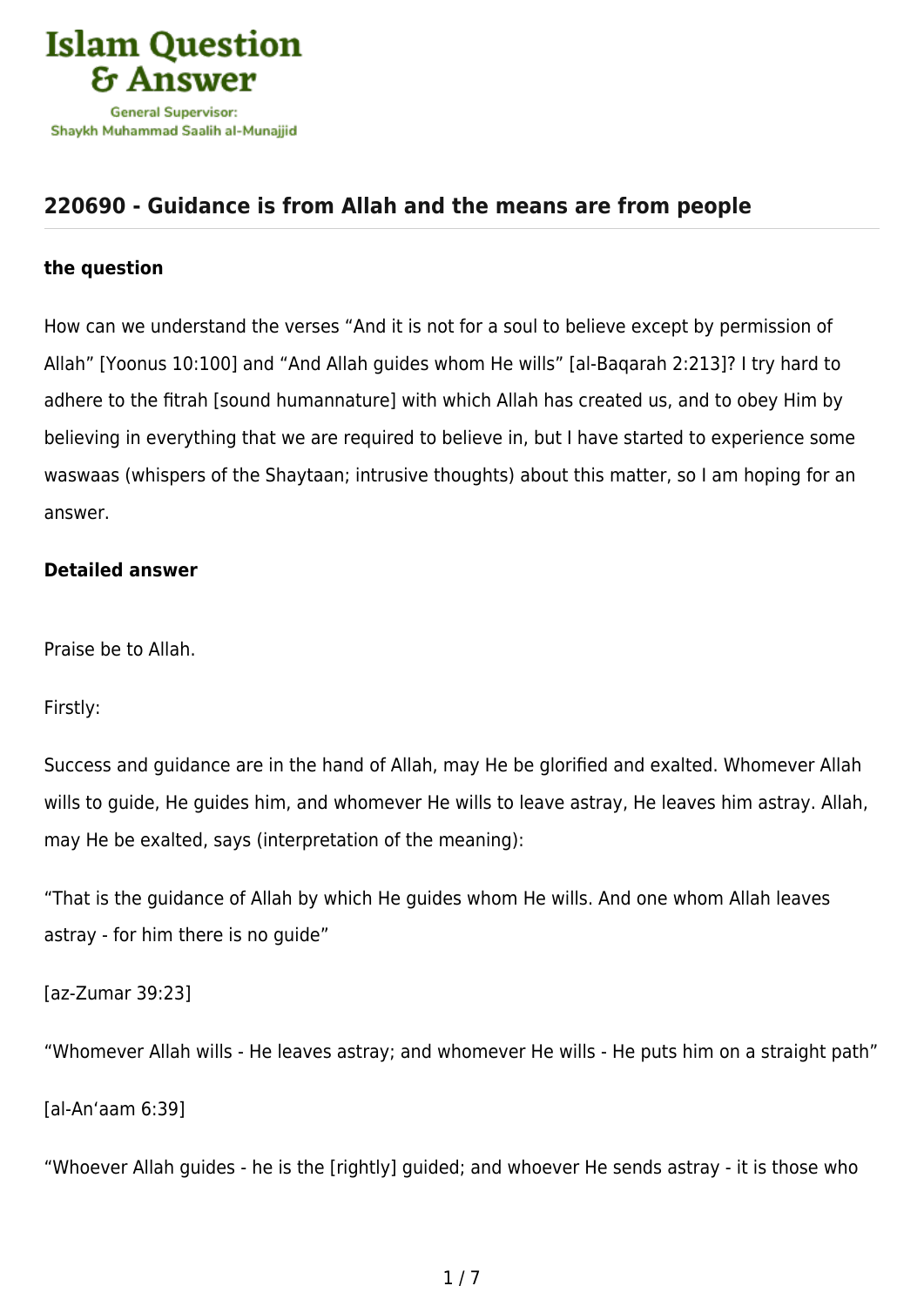## 220690 - Guidance is from Allah and the means are from people

### the question

How can we understand the verses "And it is not for a soul to believe except by permission of Allah" [Yoonus 10:100] and "And Allah guides whom He wills" [al-Baqarah 2:213]? I try hard to adhere to the fitrah [sound humannature] with which Allah has created us, and to obey Him by believing in everything that we are required to believe in, but I have started to experience some waswaas (whispers of the Shaytaan; intrusive thoughts) about this matter, so I am hoping for an answer.

### Detailed answer

Praise be to Allah.

Firstly:

Success and guidance are in the hand of Allah, may He be glorified and exalted. Whomever Allah wills to guide, He guides him, and whomever He wills to leave astray, He leaves him astray. Allah, may He be exalted, says (interpretation of the meaning):

"That is the guidance of Allah by which He guides whom He wills. And one whom Allah leaves astray - for him there is no guide"

[az-Zumar 39:23]

"Whomever Allah wills - He leaves astray; and whomever He wills - He puts him on a straight path"

[al-An'aam 6:39]

"Whoever Allah guides - he is the [rightly] guided; and whoever He sends astray - it is those who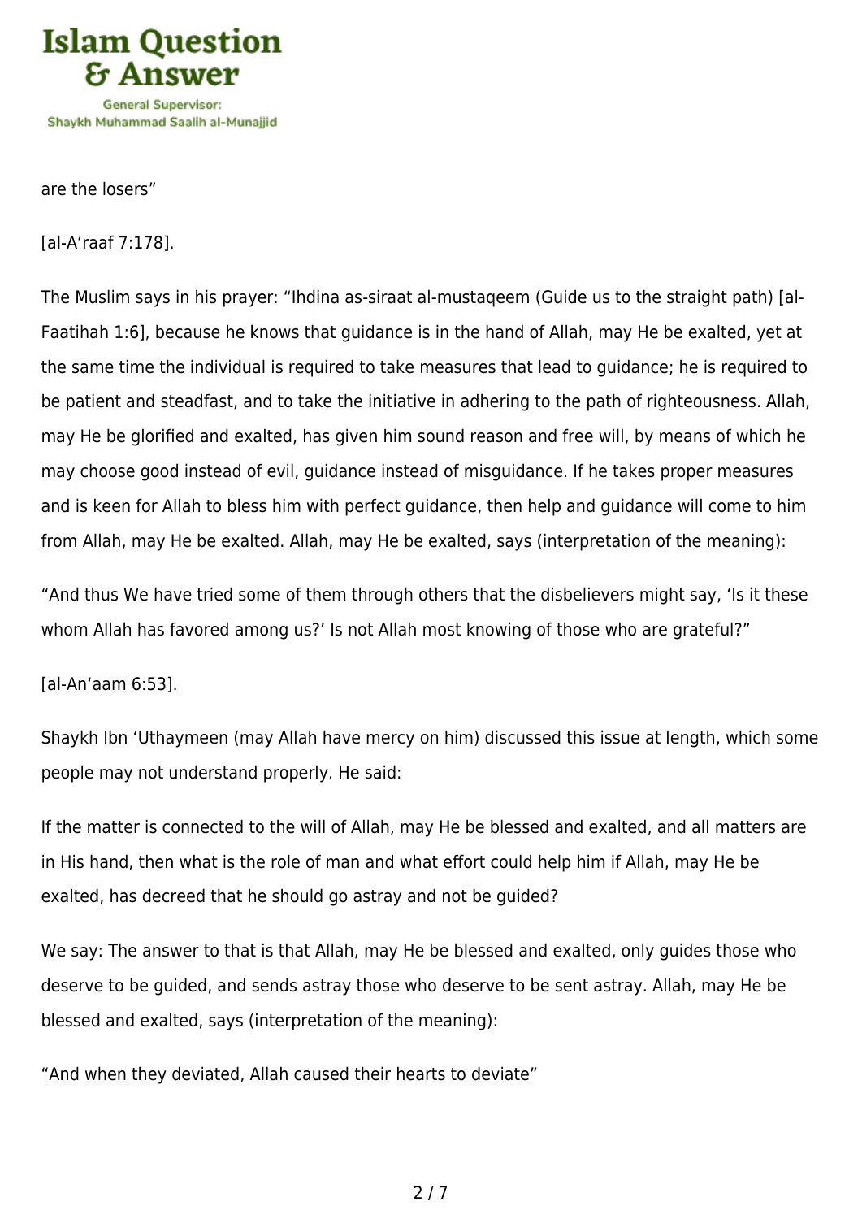are the losers”

[al-A‘raaf 7:178].

The Muslim says in his prayer: “Ihdina as-siraat al-mustaqeem (Guide us to the straight path) [al-Faatihah 1:6], because he knows that guidance is in the hand of Allah, may He be exalted, yet at the same time the individual is required to take measures that lead to guidance; he is required to be patient and steadfast, and to take the initiative in adhering to the path of righteousness. Allah, may He be glorified and exalted, has given him sound reason and free will, by means of which he may choose good instead of evil, guidance instead of misguidance. If he takes proper measures and is keen for Allah to bless him with perfect guidance, then help and guidance will come to him from Allah, may He be exalted. Allah, may He be exalted, says (interpretation of the meaning):

“And thus We have tried some of them through others that the disbelievers might say, ‘Is it these whom Allah has favored among us?’ Is not Allah most knowing of those who are grateful?”

[al-An‘aam 6:53].

Shaykh Ibn ‘Uthaymeen (may Allah have mercy on him) discussed this issue at length, which some people may not understand properly. He said:

If the matter is connected to the will of Allah, may He be blessed and exalted, and all matters are in His hand, then what is the role of man and what effort could help him if Allah, may He be exalted, has decreed that he should go astray and not be guided?

We say: The answer to that is that Allah, may He be blessed and exalted, only guides those who deserve to be guided, and sends astray those who deserve to be sent astray. Allah, may He be blessed and exalted, says (interpretation of the meaning):

“And when they deviated, Allah caused their hearts to deviate”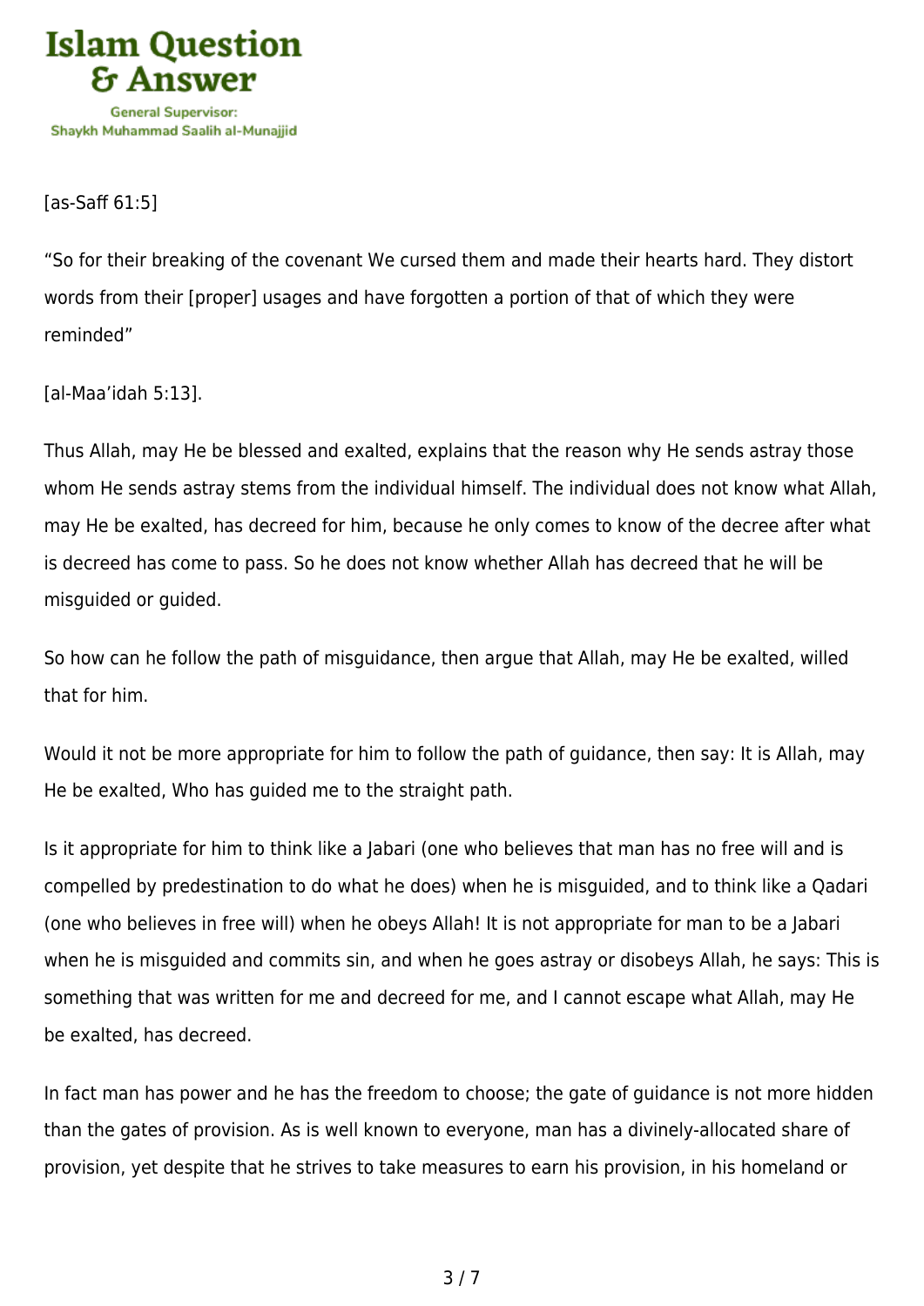[as-Saff 61:5]

"So for their breaking of the covenant We cursed them and made their hearts hard. They distort words from their [proper] usages and have forgotten a portion of that of which they were reminded"

[al-Maa'idah 5:13].

Thus Allah, may He be blessed and exalted, explains that the reason why He sends astray those whom He sends astray stems from the individual himself. The individual does not know what Allah, may He be exalted, has decreed for him, because he only comes to know of the decree after what is decreed has come to pass. So he does not know whether Allah has decreed that he will be misguided or guided.

So how can he follow the path of misguidance, then argue that Allah, may He be exalted, willed that for him.

Would it not be more appropriate for him to follow the path of guidance, then say: It is Allah, may He be exalted, Who has guided me to the straight path.

Is it appropriate for him to think like a Jabari (one who believes that man has no free will and is compelled by predestination to do what he does) when he is misguided, and to think like a Qadari (one who believes in free will) when he obeys Allah! It is not appropriate for man to be a Jabari when he is misguided and commits sin, and when he goes astray or disobeys Allah, he says: This is something that was written for me and decreed for me, and I cannot escape what Allah, may He be exalted, has decreed.

In fact man has power and he has the freedom to choose; the gate of guidance is not more hidden than the gates of provision. As is well known to everyone, man has a divinely-allocated share of provision, yet despite that he strives to take measures to earn his provision, in his homeland or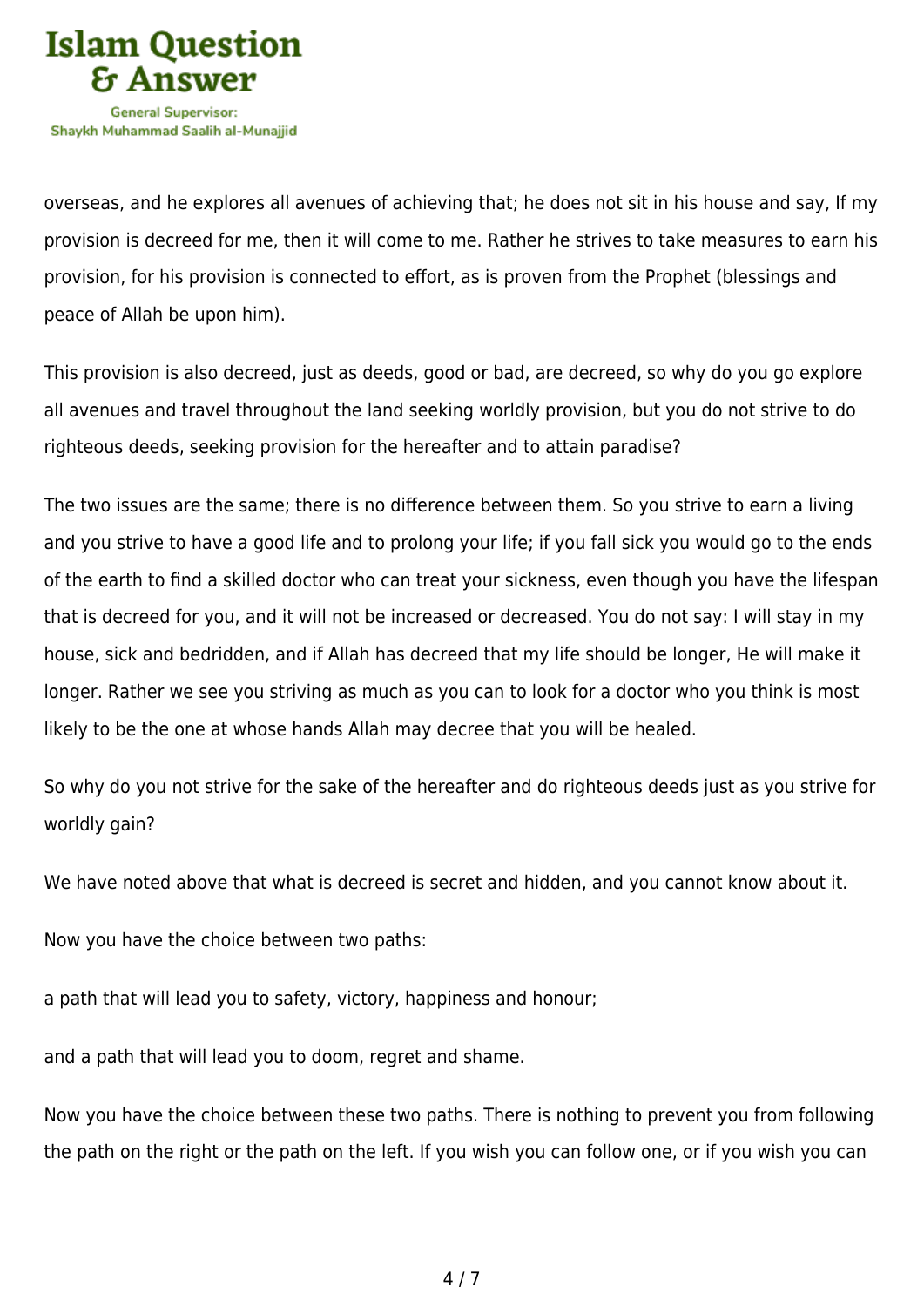overseas, and he explores all avenues of achieving that; he does not sit in his house and say, If my provision is decreed for me, then it will come to me. Rather he strives to take measures to earn his provision, for his provision is connected to effort, as is proven from the Prophet (blessings and peace of Allah be upon him).

This provision is also decreed, just as deeds, good or bad, are decreed, so why do you go explore all avenues and travel throughout the land seeking worldly provision, but you do not strive to do righteous deeds, seeking provision for the hereafter and to attain paradise?

The two issues are the same; there is no difference between them. So you strive to earn a living and you strive to have a good life and to prolong your life; if you fall sick you would go to the ends of the earth to find a skilled doctor who can treat your sickness, even though you have the lifespan that is decreed for you, and it will not be increased or decreased. You do not say: I will stay in my house, sick and bedridden, and if Allah has decreed that my life should be longer, He will make it longer. Rather we see you striving as much as you can to look for a doctor who you think is most likely to be the one at whose hands Allah may decree that you will be healed.

So why do you not strive for the sake of the hereafter and do righteous deeds just as you strive for worldly gain?

We have noted above that what is decreed is secret and hidden, and you cannot know about it.

Now you have the choice between two paths:

a path that will lead you to safety, victory, happiness and honour;

and a path that will lead you to doom, regret and shame.

Now you have the choice between these two paths. There is nothing to prevent you from following the path on the right or the path on the left. If you wish you can follow one, or if you wish you can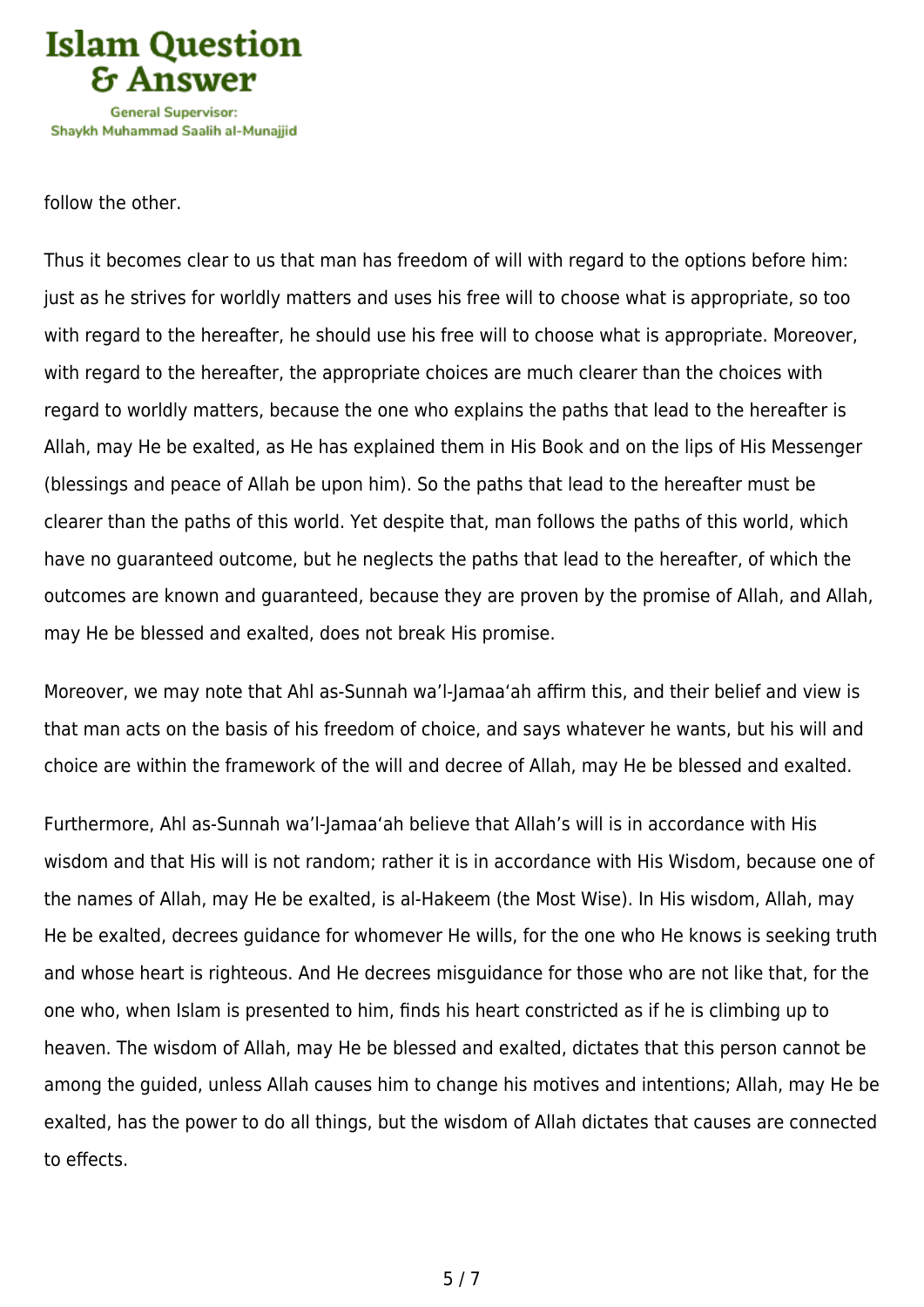follow the other.

Thus it becomes clear to us that man has freedom of will with regard to the options before him: just as he strives for worldly matters and uses his free will to choose what is appropriate, so too with regard to the hereafter, he should use his free will to choose what is appropriate. Moreover, with regard to the hereafter, the appropriate choices are much clearer than the choices with regard to worldly matters, because the one who explains the paths that lead to the hereafter is Allah, may He be exalted, as He has explained them in His Book and on the lips of His Messenger (blessings and peace of Allah be upon him). So the paths that lead to the hereafter must be clearer than the paths of this world. Yet despite that, man follows the paths of this world, which have no guaranteed outcome, but he neglects the paths that lead to the hereafter, of which the outcomes are known and guaranteed, because they are proven by the promise of Allah, and Allah, may He be blessed and exalted, does not break His promise.

Moreover, we may note that Ahl as-Sunnah wa'l-Jamaa'ah affirm this, and their belief and view is that man acts on the basis of his freedom of choice, and says whatever he wants, but his will and choice are within the framework of the will and decree of Allah, may He be blessed and exalted.

Furthermore, Ahl as-Sunnah wa'l-Jamaa'ah believe that Allah's will is in accordance with His wisdom and that His will is not random; rather it is in accordance with His Wisdom, because one of the names of Allah, may He be exalted, is al-Hakeem (the Most Wise). In His wisdom, Allah, may He be exalted, decrees guidance for whomever He wills, for the one who He knows is seeking truth and whose heart is righteous. And He decrees misguidance for those who are not like that, for the one who, when Islam is presented to him, finds his heart constricted as if he is climbing up to heaven. The wisdom of Allah, may He be blessed and exalted, dictates that this person cannot be among the guided, unless Allah causes him to change his motives and intentions; Allah, may He be exalted, has the power to do all things, but the wisdom of Allah dictates that causes are connected to effects.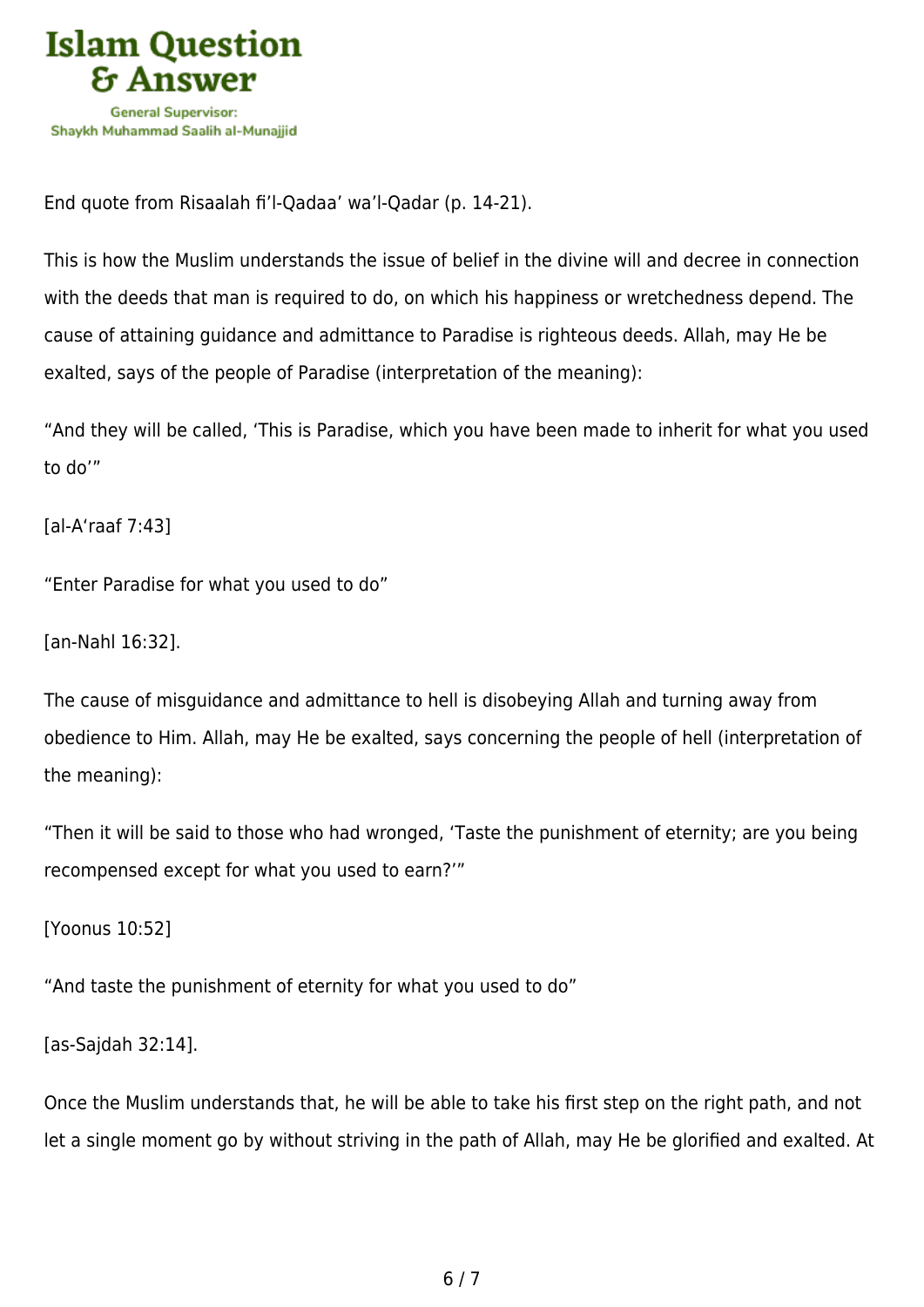End quote from Risaalah fi'l-Qadaa' wa'l-Qadar (p. 14-21).

This is how the Muslim understands the issue of belief in the divine will and decree in connection with the deeds that man is required to do, on which his happiness or wretchedness depend. The cause of attaining guidance and admittance to Paradise is righteous deeds. Allah, may He be exalted, says of the people of Paradise (interpretation of the meaning):

"And they will be called, 'This is Paradise, which you have been made to inherit for what you used to do'"

[al-A'raaf 7:43]

"Enter Paradise for what you used to do"

[an-Nahl 16:32].

The cause of misguidance and admittance to hell is disobeying Allah and turning away from obedience to Him. Allah, may He be exalted, says concerning the people of hell (interpretation of the meaning):

"Then it will be said to those who had wronged, 'Taste the punishment of eternity; are you being recompensed except for what you used to earn?'"

[Yoonus 10:52]

"And taste the punishment of eternity for what you used to do"

[as-Sajdah 32:14].

Once the Muslim understands that, he will be able to take his first step on the right path, and not let a single moment go by without striving in the path of Allah, may He be glorified and exalted. At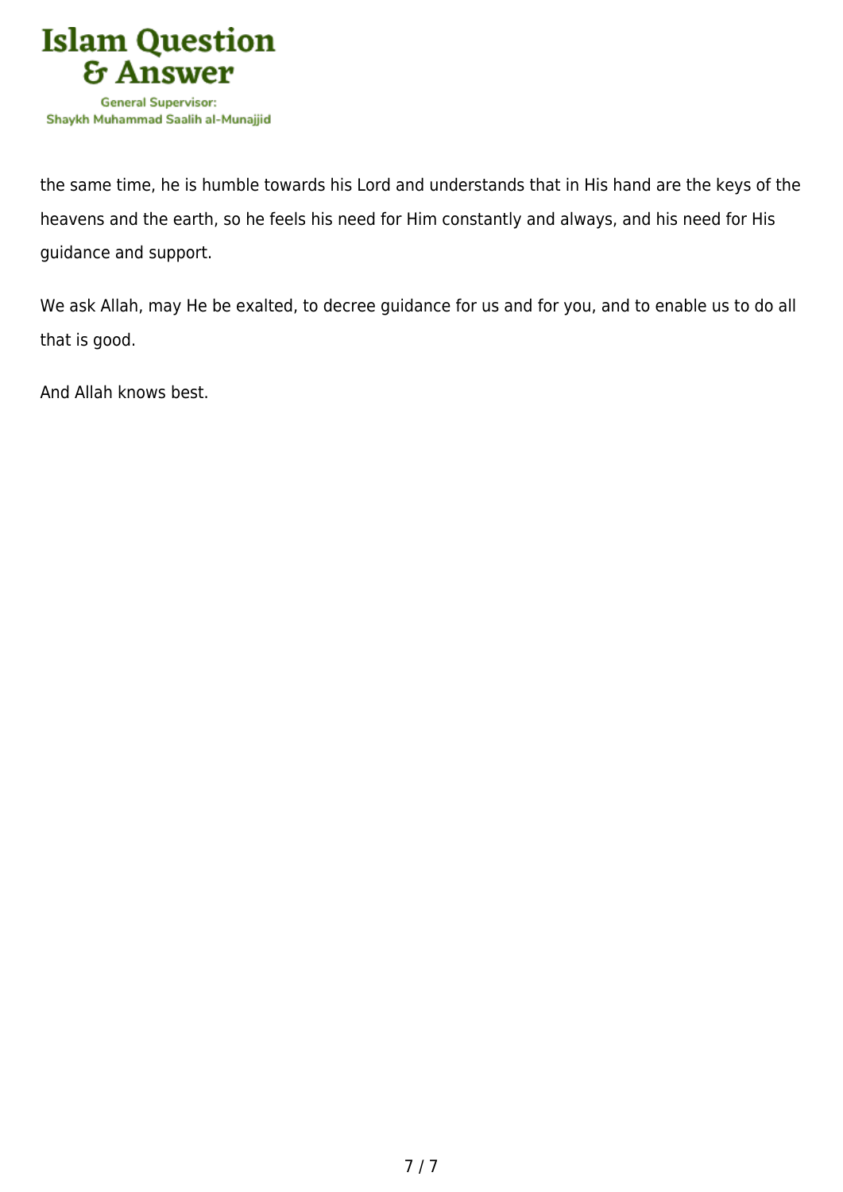the same time, he is humble towards his Lord and understands that in His hand are the keys of the heavens and the earth, so he feels his need for Him constantly and always, and his need for His guidance and support.

We ask Allah, may He be exalted, to decree guidance for us and for you, and to enable us to do all that is good.

And Allah knows best.